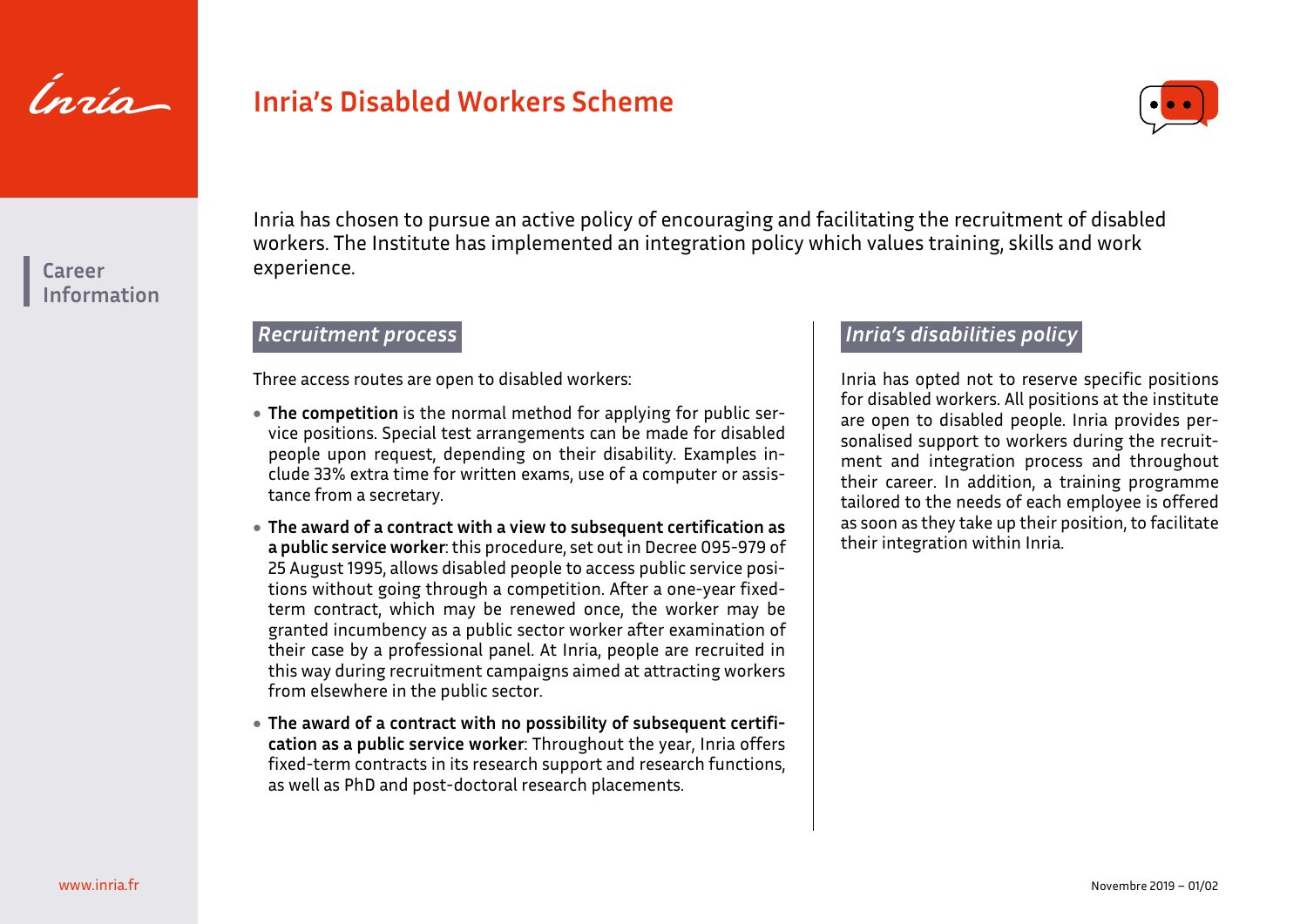# Inria's Disabled Workers Scheme

Career Information

Inria has chosen to pursue an active policy of encouraging and facilitating the recruitment of disabled workers. The Institute has implemented an integration policy which values training, skills and work experience.

## *Recruitment process*

Three access routes are open to disabled workers:

- **The competition** is the normal method for applying for public service positions. Special test arrangements can be made for disabled people upon request, depending on their disability. Examples include 33% extra time for written exams, use of a computer or assistance from a secretary.
- **The award of a contract with a view to subsequent certification as a public service worker**: this procedure, set out in Decree 095-979 of 25 August 1995, allows disabled people to access public service positions without going through a competition. After a one-year fixed-term contract, which may be renewed once, the worker may be granted incumbency as a public sector worker after examination of their case by a professional panel. At Inria, people are recruited in this way during recruitment campaigns aimed at attracting workers from elsewhere in the public sector.
- **The award of a contract with no possibility of subsequent certification as a public service worker**: Throughout the year, Inria offers fixed-term contracts in its research support and research functions, as well as PhD and post-doctoral research placements.

## *Inria's disabilities policy*

Inria has opted not to reserve specific positions for disabled workers. All positions at the institute are open to disabled people. Inria provides personalised support to workers during the recruitment and integration process and throughout their career. In addition, a training programme tailored to the needs of each employee is offered as soon as they take up their position, to facilitate their integration within Inria.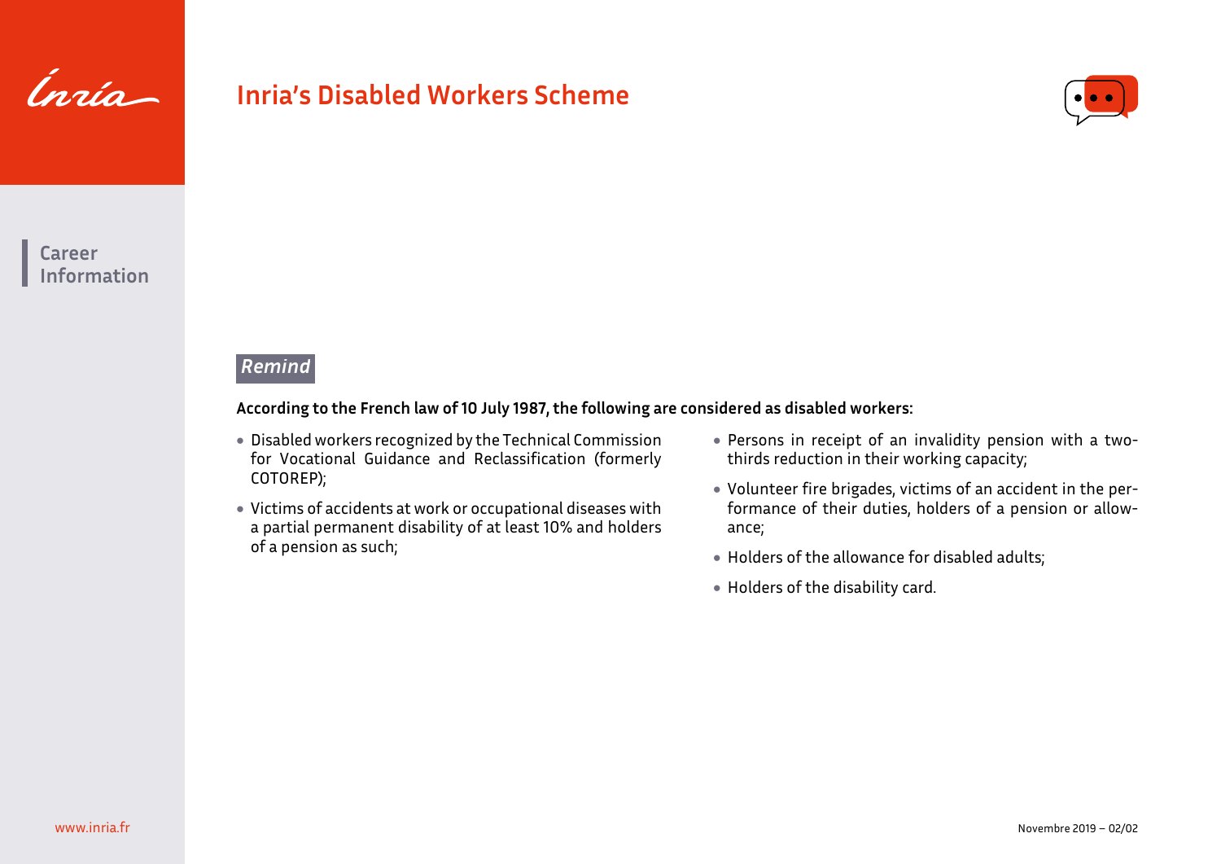# Inria's Disabled Workers Scheme

Career Information

## *Remind*

**According to the French law of 10 July 1987, the following are considered as disabled workers:**

- Disabled workers recognized by the Technical Commission for Vocational Guidance and Reclassification (formerly COTOREP);
- Victims of accidents at work or occupational diseases with a partial permanent disability of at least 10% and holders of a pension as such;
- Persons in receipt of an invalidity pension with a two-thirds reduction in their working capacity;
- Volunteer fire brigades, victims of an accident in the performance of their duties, holders of a pension or allowance;
- Holders of the allowance for disabled adults;
- Holders of the disability card.

www.inria.fr

Novembre 2019